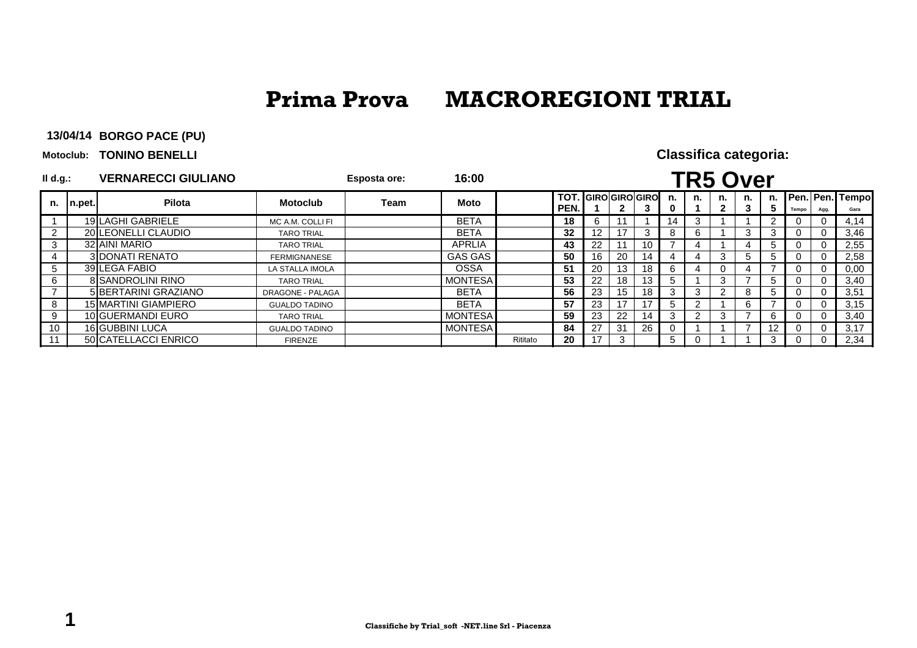# Prima Prova MACRORREGIONI TRIAL

**13/04/14** **BORGO PACE (PU)**

**Motoclub:** **TONINO BENELLI**

**Classifica categoria:**

**Il d.g.:** **VERNARECCI GIULIANO** **Esposta ore:** **16:00**

## TR5 Over

| n. | n.pet. | Pilota | Motoclub | Team | Moto | | TOT. PEN. | GIRO 1 | GIRO 2 | GIRO 3 | n. 0 | n. 1 | n. 2 | n. 3 | n. 5 | Pen. Tempo | Pen. Agg. | Tempo Gara |
|---|---|---|---|---|---|---|---|---|---|---|---|---|---|---|---|---|---|---|
| 1 | 19 | LAGHI GABRIELE | MC A.M. COLLI FI | | BETA | | 18 | 6 | 11 | 1 | 14 | 3 | 1 | 1 | 2 | 0 | 0 | 4,14 |
| 2 | 20 | LEONELLI CLAUDIO | TARO TRIAL | | BETA | | 32 | 12 | 17 | 3 | 8 | 6 | 1 | 3 | 3 | 0 | 0 | 3,46 |
| 3 | 32 | AINI MARIO | TARO TRIAL | | APRLIA | | 43 | 22 | 11 | 10 | 7 | 4 | 1 | 4 | 5 | 0 | 0 | 2,55 |
| 4 | 3 | DONATI RENATO | FERMIGNANESE | | GAS GAS | | 50 | 16 | 20 | 14 | 4 | 4 | 3 | 5 | 5 | 0 | 0 | 2,58 |
| 5 | 39 | LEGA FABIO | LA STALLA IMOLA | | OSSA | | 51 | 20 | 13 | 18 | 6 | 4 | 0 | 4 | 7 | 0 | 0 | 0,00 |
| 6 | 8 | SANDROLINI RINO | TARO TRIAL | | MONTESA | | 53 | 22 | 18 | 13 | 5 | 1 | 3 | 7 | 5 | 0 | 0 | 3,40 |
| 7 | 5 | BERTARINI GRAZIANO | DRAGONE - PALAGA | | BETA | | 56 | 23 | 15 | 18 | 3 | 3 | 2 | 8 | 5 | 0 | 0 | 3,51 |
| 8 | 15 | MARTINI GIAMPIERO | GUALDO TADINO | | BETA | | 57 | 23 | 17 | 17 | 5 | 2 | 1 | 6 | 7 | 0 | 0 | 3,15 |
| 9 | 10 | GUERMANDI EURO | TARO TRIAL | | MONTESA | | 59 | 23 | 22 | 14 | 3 | 2 | 3 | 7 | 6 | 0 | 0 | 3,40 |
| 10 | 16 | GUBBINI LUCA | GUALDO TADINO | | MONTESA | | 84 | 27 | 31 | 26 | 0 | 1 | 1 | 7 | 12 | 0 | 0 | 3,17 |
| 11 | 50 | CATELLACCI ENRICO | FIRENZE | | | Ritirato | 20 | 17 | 3 | | 5 | 0 | 1 | 1 | 3 | 0 | 0 | 2,34 |

Classifiche by Trial_soft -NET.line Srl - Piacenza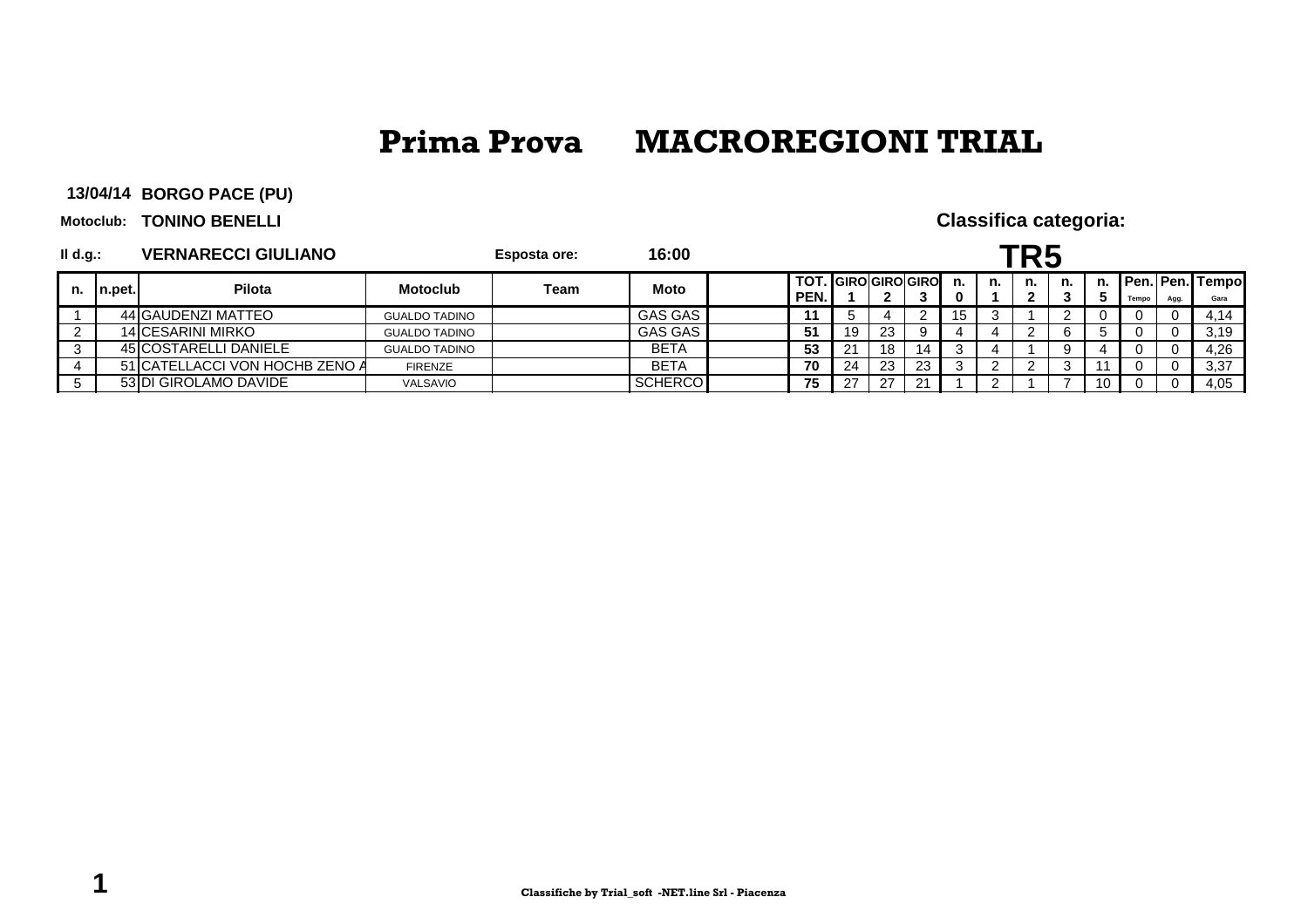# Prima Prova MACROREGIONI TRIAL

**13/04/14** **BORGO PACE (PU)**

**Motoclub:** **TONINO BENELLI**

**Classifica categoria:**

**Il d.g.:** **VERNARECCI GIULIANO** **Esposta ore:** **16:00**

## TR5

| n. | n.pet. | Pilota | Motoclub | Team | Moto | | TOT. PEN. | GIRO 1 | GIRO 2 | GIRO 3 | n. 0 | n. 1 | n. 2 | n. 3 | n. 5 | Pen. Tempo | Pen. Agg. | Tempo Gara |
|---|---|---|---|---|---|---|---|---|---|---|---|---|---|---|---|---|---|---|
| 1 | 44 | GAUDENZI MATTEO | GUALDO TADINO | | GAS GAS | | **11** | 5 | 4 | 2 | 15 | 3 | 1 | 2 | 0 | 0 | 0 | 4,14 |
| 2 | 14 | CESARINI MIRKO | GUALDO TADINO | | GAS GAS | | **51** | 19 | 23 | 9 | 4 | 4 | 2 | 6 | 5 | 0 | 0 | 3,19 |
| 3 | 45 | COSTARELLI DANIELE | GUALDO TADINO | | BETA | | **53** | 21 | 18 | 14 | 3 | 4 | 1 | 9 | 4 | 0 | 0 | 4,26 |
| 4 | 51 | CATELLACCI VON HOCHB ZENO A | FIRENZE | | BETA | | **70** | 24 | 23 | 23 | 3 | 2 | 2 | 3 | 11 | 0 | 0 | 3,37 |
| 5 | 53 | DI GIROLAMO DAVIDE | VALSAVIO | | SCHERCO | | **75** | 27 | 27 | 21 | 1 | 2 | 1 | 7 | 10 | 0 | 0 | 4,05 |

Classifiche by Trial_soft -NET.line Srl - Piacenza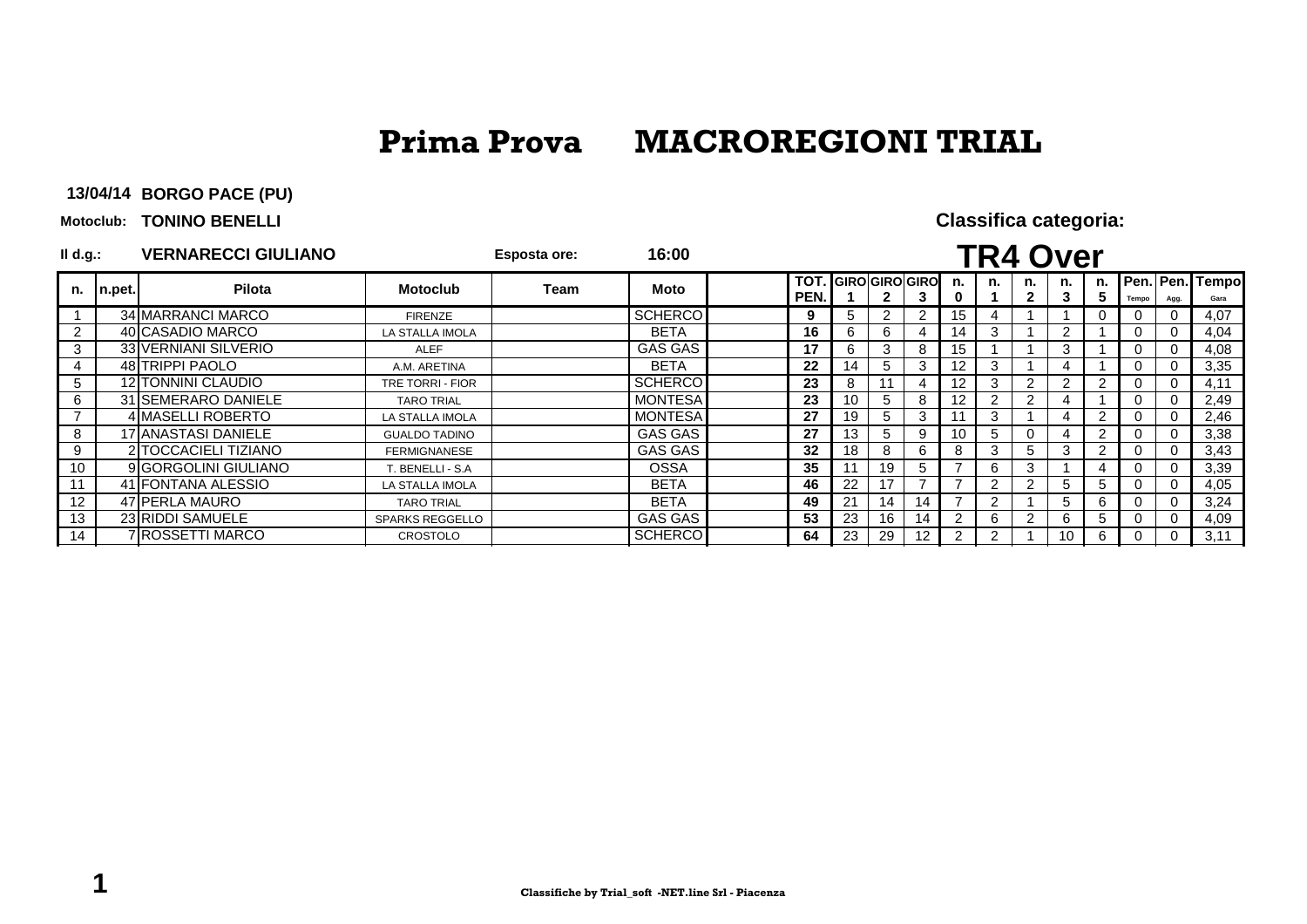# Prima Prova MACROREGIONI TRIAL

**13/04/14** **BORGO PACE (PU)**

**Motoclub:** **TONINO BENELLI**

**Classifica categoria:**

**Il d.g.:** **VERNARECCI GIULIANO** **Esposta ore:** **16:00**

## TR4 Over

| n. | n.pet. | Pilota | Motoclub | Team | Moto | | TOT. PEN. | GIRO 1 | GIRO 2 | GIRO 3 | n. 0 | n. 1 | n. 2 | n. 3 | n. 5 | Pen. Tempo | Pen. Agg. | Tempo Gara |
|---|---|---|---|---|---|---|---|---|---|---|---|---|---|---|---|---|---|---|
| 1 | 34 | MARRANCI MARCO | FIRENZE | | SCHERCO | | 9 | 5 | 2 | 2 | 15 | 4 | 1 | 1 | 0 | 0 | 0 | 4,07 |
| 2 | 40 | CASADIO MARCO | LA STALLA IMOLA | | BETA | | 16 | 6 | 6 | 4 | 14 | 3 | 1 | 2 | 1 | 0 | 0 | 4,04 |
| 3 | 33 | VERNIANI SILVERIO | ALEF | | GAS GAS | | 17 | 6 | 3 | 8 | 15 | 1 | 1 | 3 | 1 | 0 | 0 | 4,08 |
| 4 | 48 | TRIPPI PAOLO | A.M. ARETINA | | BETA | | 22 | 14 | 5 | 3 | 12 | 3 | 1 | 4 | 1 | 0 | 0 | 3,35 |
| 5 | 12 | TONNINI CLAUDIO | TRE TORRI - FIOR | | SCHERCO | | 23 | 8 | 11 | 4 | 12 | 3 | 2 | 2 | 2 | 0 | 0 | 4,11 |
| 6 | 31 | SEMERARO DANIELE | TARO TRIAL | | MONTESA | | 23 | 10 | 5 | 8 | 12 | 2 | 2 | 4 | 1 | 0 | 0 | 2,49 |
| 7 | 4 | MASELLI ROBERTO | LA STALLA IMOLA | | MONTESA | | 27 | 19 | 5 | 3 | 11 | 3 | 1 | 4 | 2 | 0 | 0 | 2,46 |
| 8 | 17 | ANASTASI DANIELE | GUALDO TADINO | | GAS GAS | | 27 | 13 | 5 | 9 | 10 | 5 | 0 | 4 | 2 | 0 | 0 | 3,38 |
| 9 | 2 | TOCCACIELI TIZIANO | FERMIGNANESE | | GAS GAS | | 32 | 18 | 8 | 6 | 8 | 3 | 5 | 3 | 2 | 0 | 0 | 3,43 |
| 10 | 9 | GORGOLINI GIULIANO | T. BENELLI - S.A | | OSSA | | 35 | 11 | 19 | 5 | 7 | 6 | 3 | 1 | 4 | 0 | 0 | 3,39 |
| 11 | 41 | FONTANA ALESSIO | LA STALLA IMOLA | | BETA | | 46 | 22 | 17 | 7 | 7 | 2 | 2 | 5 | 5 | 0 | 0 | 4,05 |
| 12 | 47 | PERLA MAURO | TARO TRIAL | | BETA | | 49 | 21 | 14 | 14 | 7 | 2 | 1 | 5 | 6 | 0 | 0 | 3,24 |
| 13 | 23 | RIDDI SAMUELE | SPARKS REGGELLO | | GAS GAS | | 53 | 23 | 16 | 14 | 2 | 6 | 2 | 6 | 5 | 0 | 0 | 4,09 |
| 14 | 7 | ROSSETTI MARCO | CROSTOLO | | SCHERCO | | 64 | 23 | 29 | 12 | 2 | 2 | 1 | 10 | 6 | 0 | 0 | 3,11 |

Classifiche by Trial_soft -NET.line Srl - Piacenza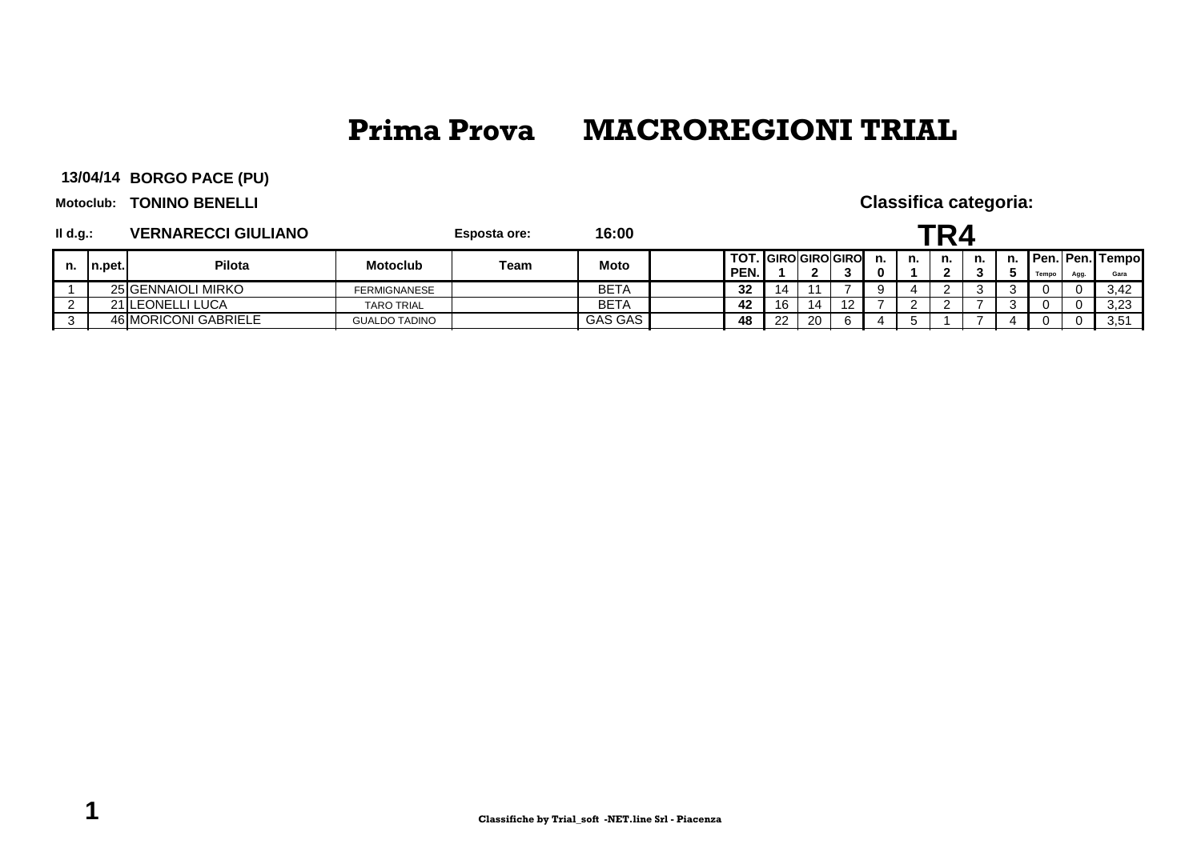# Prima Prova MACROREGIONI TRIAL

**13/04/14** **BORGO PACE (PU)**

**Motoclub:** **TONINO BENELLI**

**Classifica categoria:**

**Il d.g.:** **VERNARECCI GIULIANO** **Esposta ore:** **16:00**

## TR4

| n. | n.pet. | Pilota | Motoclub | Team | Moto | | TOT. PEN. | GIRO 1 | GIRO 2 | GIRO 3 | n. 0 | n. 1 | n. 2 | n. 3 | n. 5 | Pen. Tempo | Pen. Agg. | Tempo Gara |
|---|---|---|---|---|---|---|---|---|---|---|---|---|---|---|---|---|---|---|
| 1 | 25 | GENNAIOLI MIRKO | FERMIGNANESE | | BETA | | **32** | 14 | 11 | 7 | 9 | 4 | 2 | 3 | 3 | 0 | 0 | 3,42 |
| 2 | 21 | LEONELLI LUCA | TARO TRIAL | | BETA | | **42** | 16 | 14 | 12 | 7 | 2 | 2 | 7 | 3 | 0 | 0 | 3,23 |
| 3 | 46 | MORICONI GABRIELE | GUALDO TADINO | | GAS GAS | | **48** | 22 | 20 | 6 | 4 | 5 | 1 | 7 | 4 | 0 | 0 | 3,51 |

Classifiche by Trial_soft -NET.line Srl - Piacenza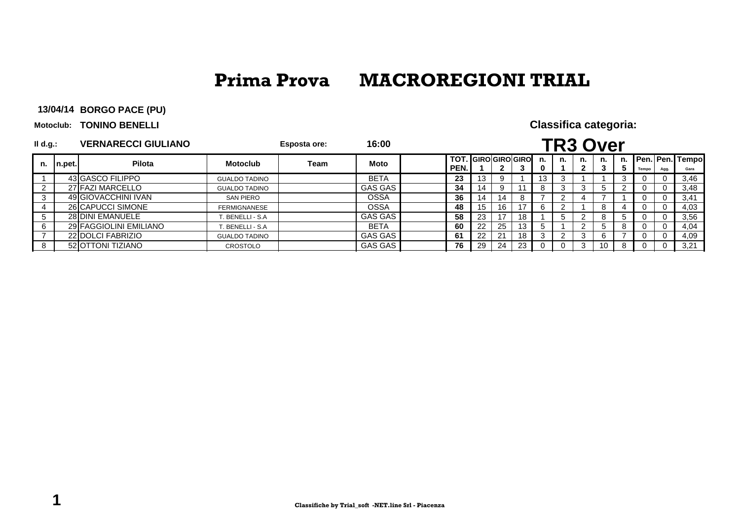# Prima Prova MACROREGIONI TRIAL

**13/04/14** **BORGO PACE (PU)**

**Motoclub:** **TONINO BENELLI**

**Il d.g.:** **VERNARECCI GIULIANO**

**Esposta ore:** **16:00**

**Classifica categoria:**

## TR3 Over

| n. | n.pet. | Pilota | Motoclub | Team | Moto | | TOT. PEN. | GIRO 1 | GIRO 2 | GIRO 3 | n. 0 | n. 1 | n. 2 | n. 3 | n. 5 | Pen. Tempo | Pen. Agg. | Tempo Gara |
|---|---|---|---|---|---|---|---|---|---|---|---|---|---|---|---|---|---|---|
| 1 | 43 | GASCO FILIPPO | GUALDO TADINO | | BETA | | **23** | 13 | 9 | 1 | 13 | 3 | 1 | 1 | 3 | 0 | 0 | 3,46 |
| 2 | 27 | FAZI MARCELLO | GUALDO TADINO | | GAS GAS | | **34** | 14 | 9 | 11 | 8 | 3 | 3 | 5 | 2 | 0 | 0 | 3,48 |
| 3 | 49 | GIOVACCHINI IVAN | SAN PIERO | | OSSA | | **36** | 14 | 14 | 8 | 7 | 2 | 4 | 7 | 1 | 0 | 0 | 3,41 |
| 4 | 26 | CAPUCCI SIMONE | FERMIGNANESE | | OSSA | | **48** | 15 | 16 | 17 | 6 | 2 | 1 | 8 | 4 | 0 | 0 | 4,03 |
| 5 | 28 | DINI EMANUELE | T. BENELLI - S.A | | GAS GAS | | **58** | 23 | 17 | 18 | 1 | 5 | 2 | 8 | 5 | 0 | 0 | 3,56 |
| 6 | 29 | FAGGIOLINI EMILIANO | T. BENELLI - S.A | | BETA | | **60** | 22 | 25 | 13 | 5 | 1 | 2 | 5 | 8 | 0 | 0 | 4,04 |
| 7 | 22 | DOLCI FABRIZIO | GUALDO TADINO | | GAS GAS | | **61** | 22 | 21 | 18 | 3 | 2 | 3 | 6 | 7 | 0 | 0 | 4,09 |
| 8 | 52 | OTTONI TIZIANO | CROSTOLO | | GAS GAS | | **76** | 29 | 24 | 23 | 0 | 0 | 3 | 10 | 8 | 0 | 0 | 3,21 |

**Classifiche by Trial_soft -NET.line Srl - Piacenza**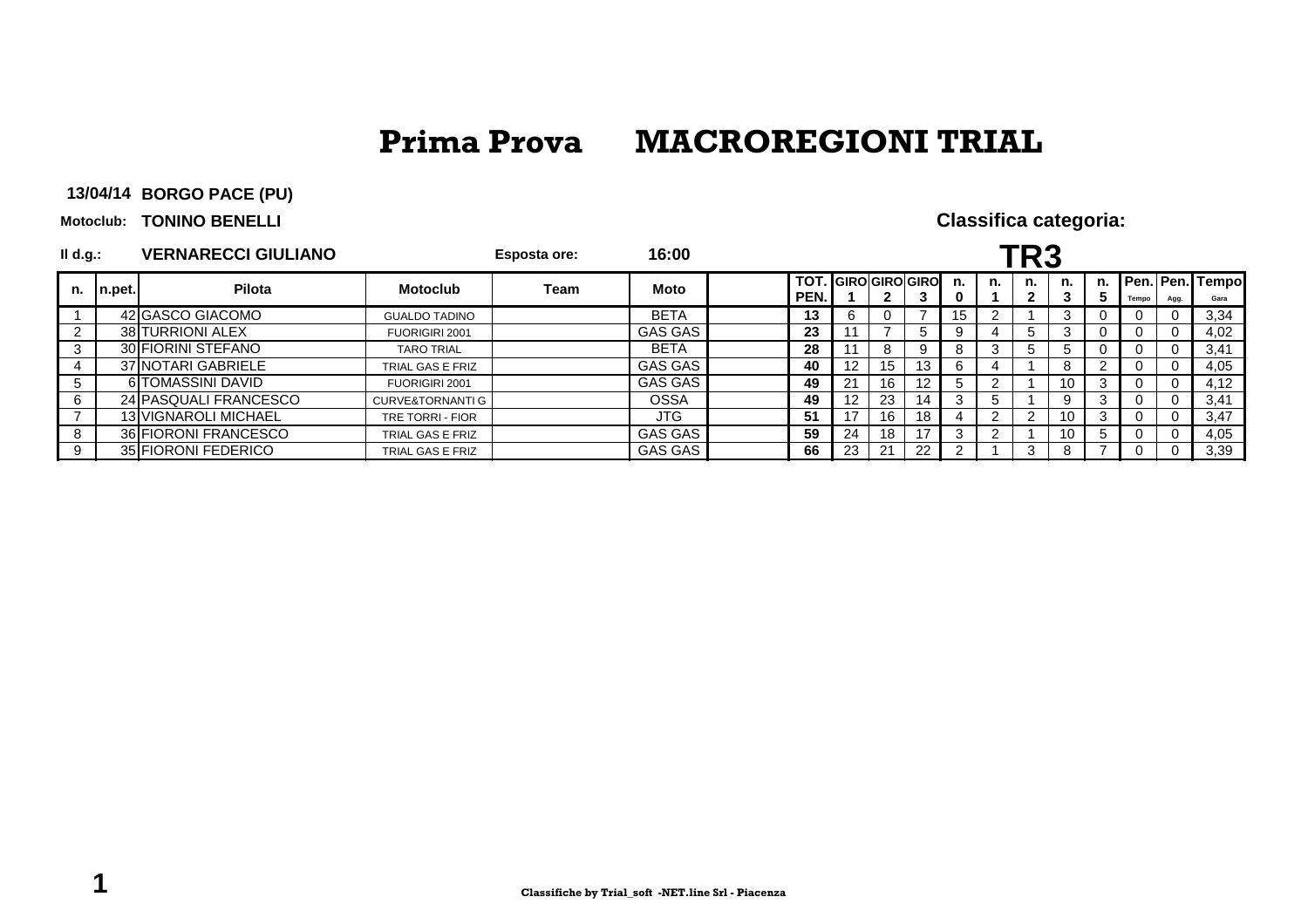# Prima Prova MACROREGIONI TRIAL

**13/04/14 BORGO PACE (PU)**

**Motoclub: TONINO BENELLI**

**Il d.g.: VERNARECCI GIULIANO** **Esposta ore: 16:00**

**Classifica categoria:**

## TR3

| n. | n.pet. | Pilota | Motoclub | Team | Moto | | TOT. PEN. | GIRO 1 | GIRO 2 | GIRO 3 | n. 0 | n. 1 | n. 2 | n. 3 | n. 5 | Pen. Tempo | Pen. Agg. | Tempo Gara |
|---|---|---|---|---|---|---|---|---|---|---|---|---|---|---|---|---|---|---|
| 1 | 42 | GASCO GIACOMO | GUALDO TADINO | | BETA | | 13 | 6 | 0 | 7 | 15 | 2 | 1 | 3 | 0 | 0 | 0 | 3,34 |
| 2 | 38 | TURRIONI ALEX | FUORIGIRI 2001 | | GAS GAS | | 23 | 11 | 7 | 5 | 9 | 4 | 5 | 3 | 0 | 0 | 0 | 4,02 |
| 3 | 30 | FIORINI STEFANO | TARO TRIAL | | BETA | | 28 | 11 | 8 | 9 | 8 | 3 | 5 | 5 | 0 | 0 | 0 | 3,41 |
| 4 | 37 | NOTARI GABRIELE | TRIAL GAS E FRIZ | | GAS GAS | | 40 | 12 | 15 | 13 | 6 | 4 | 1 | 8 | 2 | 0 | 0 | 4,05 |
| 5 | 6 | TOMASSINI DAVID | FUORIGIRI 2001 | | GAS GAS | | 49 | 21 | 16 | 12 | 5 | 2 | 1 | 10 | 3 | 0 | 0 | 4,12 |
| 6 | 24 | PASQUALI FRANCESCO | CURVE&TORNANTI G | | OSSA | | 49 | 12 | 23 | 14 | 3 | 5 | 1 | 9 | 3 | 0 | 0 | 3,41 |
| 7 | 13 | VIGNAROLI MICHAEL | TRE TORRI - FIOR | | JTG | | 51 | 17 | 16 | 18 | 4 | 2 | 2 | 10 | 3 | 0 | 0 | 3,47 |
| 8 | 36 | FIORONI FRANCESCO | TRIAL GAS E FRIZ | | GAS GAS | | 59 | 24 | 18 | 17 | 3 | 2 | 1 | 10 | 5 | 0 | 0 | 4,05 |
| 9 | 35 | FIORONI FEDERICO | TRIAL GAS E FRIZ | | GAS GAS | | 66 | 23 | 21 | 22 | 2 | 1 | 3 | 8 | 7 | 0 | 0 | 3,39 |

Classifiche by Trial_soft -NET.line Srl - Piacenza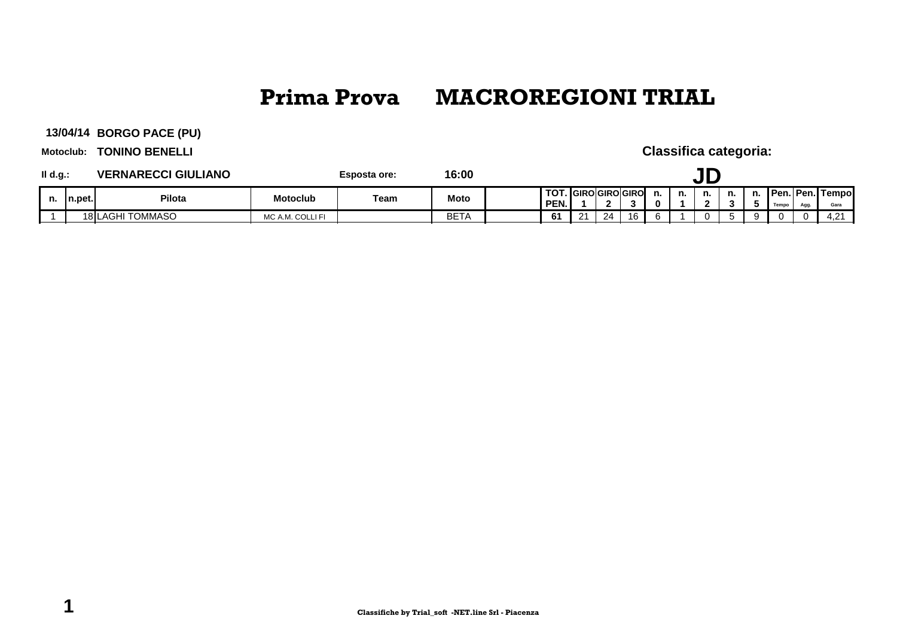# Prima Prova MACROREGIONI TRIAL

**13/04/14** **BORGO PACE (PU)**

**Motoclub:** **TONINO BENELLI**

**Classifica categoria:**

**Il d.g.:** **VERNARECCI GIULIANO** **Esposta ore:** **16:00**

## JD

| n. | n.pet. | Pilota | Motoclub | Team | Moto | | TOT. PEN. | GIRO 1 | GIRO 2 | GIRO 3 | n. 0 | n. 1 | n. 2 | n. 3 | n. 5 | Pen. Tempo | Pen. Agg. | Tempo Gara |
|---|---|---|---|---|---|---|---|---|---|---|---|---|---|---|---|---|---|---|
| 1 | 18 | LAGHI TOMMASO | MC A.M. COLLI FI | | BETA | | 61 | 21 | 24 | 16 | 6 | 1 | 0 | 5 | 9 | 0 | 0 | 4,21 |

Classifiche by Trial_soft -NET.line Srl - Piacenza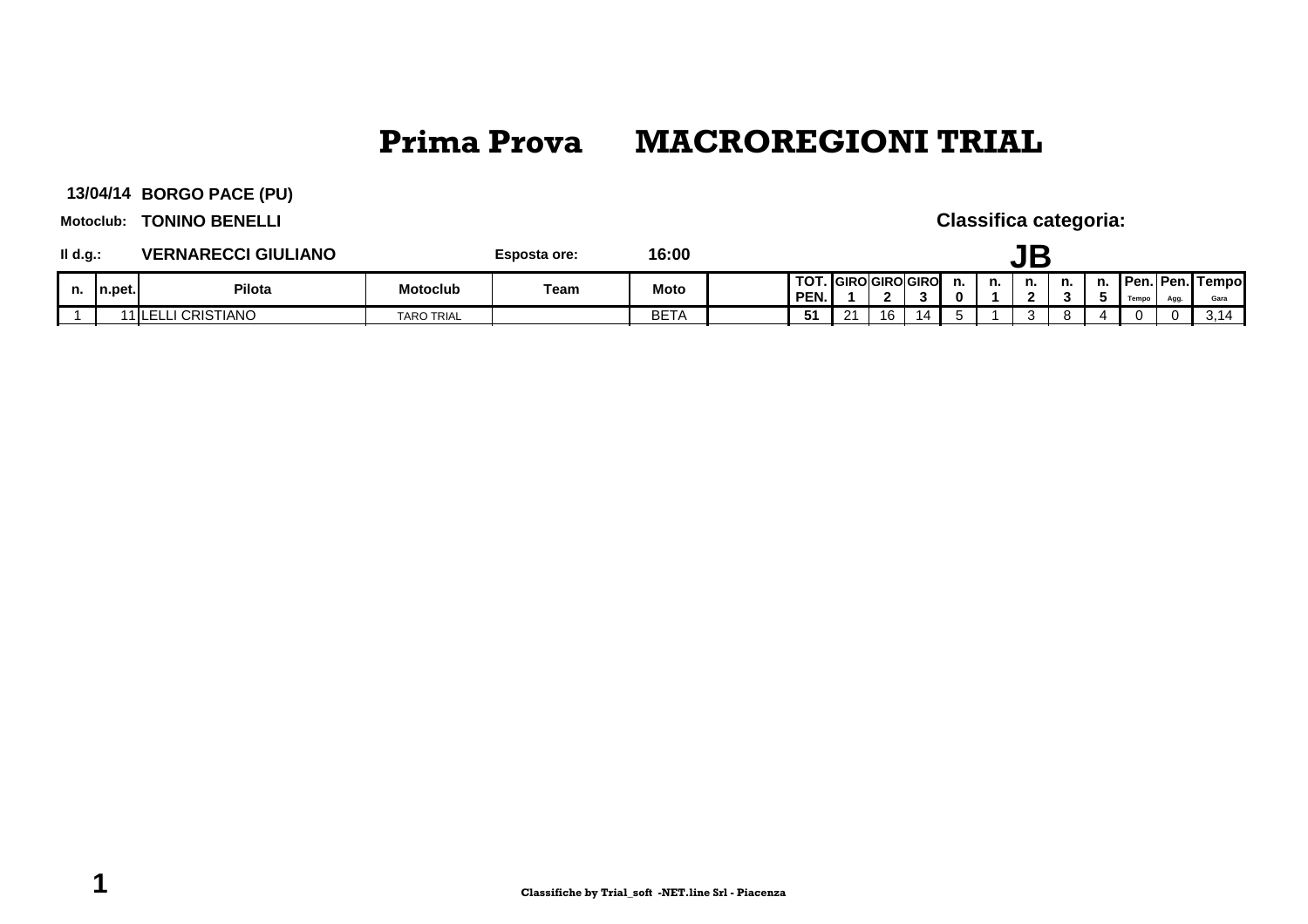# Prima Prova MACROREGIONI TRIAL

**13/04/14** **BORGO PACE (PU)**

**Motoclub:** **TONINO BENELLI**

**Il d.g.:** **VERNARECCI GIULIANO** **Esposta ore:** **16:00**

**Classifica categoria:**

## JB

| n. | n.pet. | Pilota | Motoclub | Team | Moto | | TOT. PEN. | GIRO 1 | GIRO 2 | GIRO 3 | n. 0 | n. 1 | n. 2 | n. 3 | n. 5 | Pen. Tempo | Pen. Agg. | Tempo Gara |
|---|---|---|---|---|---|---|---|---|---|---|---|---|---|---|---|---|---|---|
| 1 | 11 | LELLI CRISTIANO | TARO TRIAL | | BETA | | 51 | 21 | 16 | 14 | 5 | 1 | 3 | 8 | 4 | 0 | 0 | 3,14 |

Classifiche by Trial_soft -NET.line Srl - Piacenza